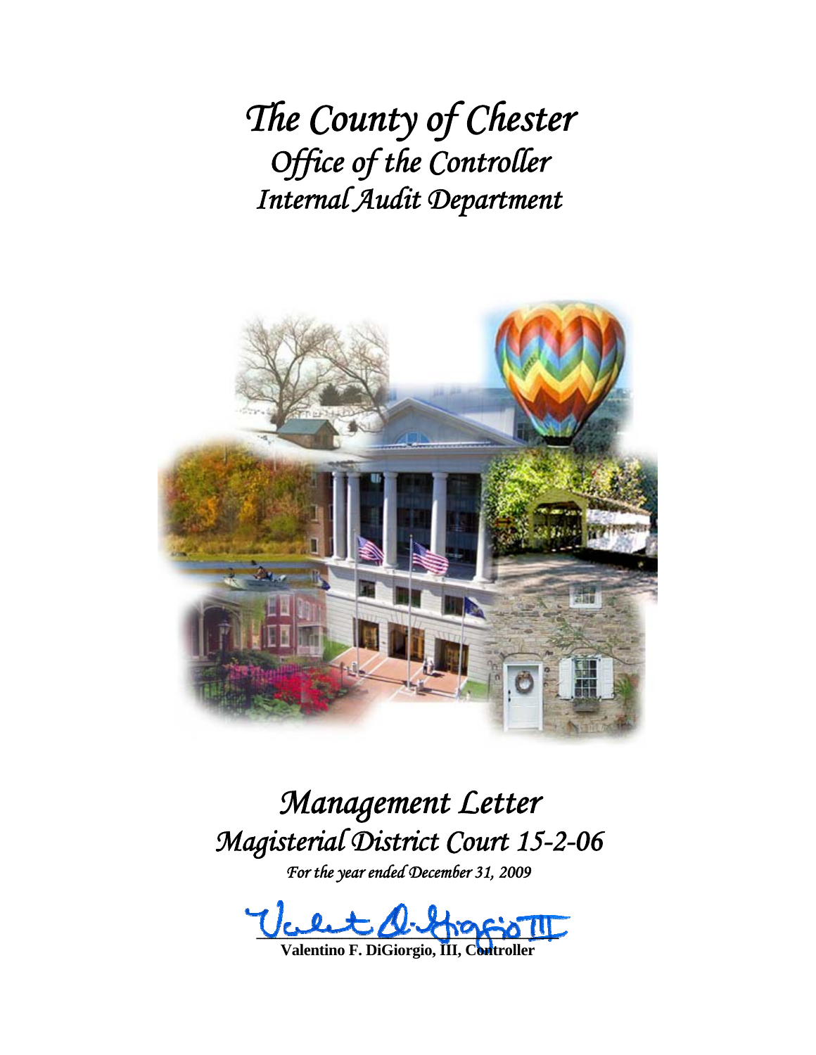# *The County of Chester*
## *Office of the Controller*
## *Internal Audit Department*

# *Management Letter*
## *Magisterial District Court 15-2-06*

*For the year ended December 31, 2009*

**Valentino F. DiGiorgio, III, Controller**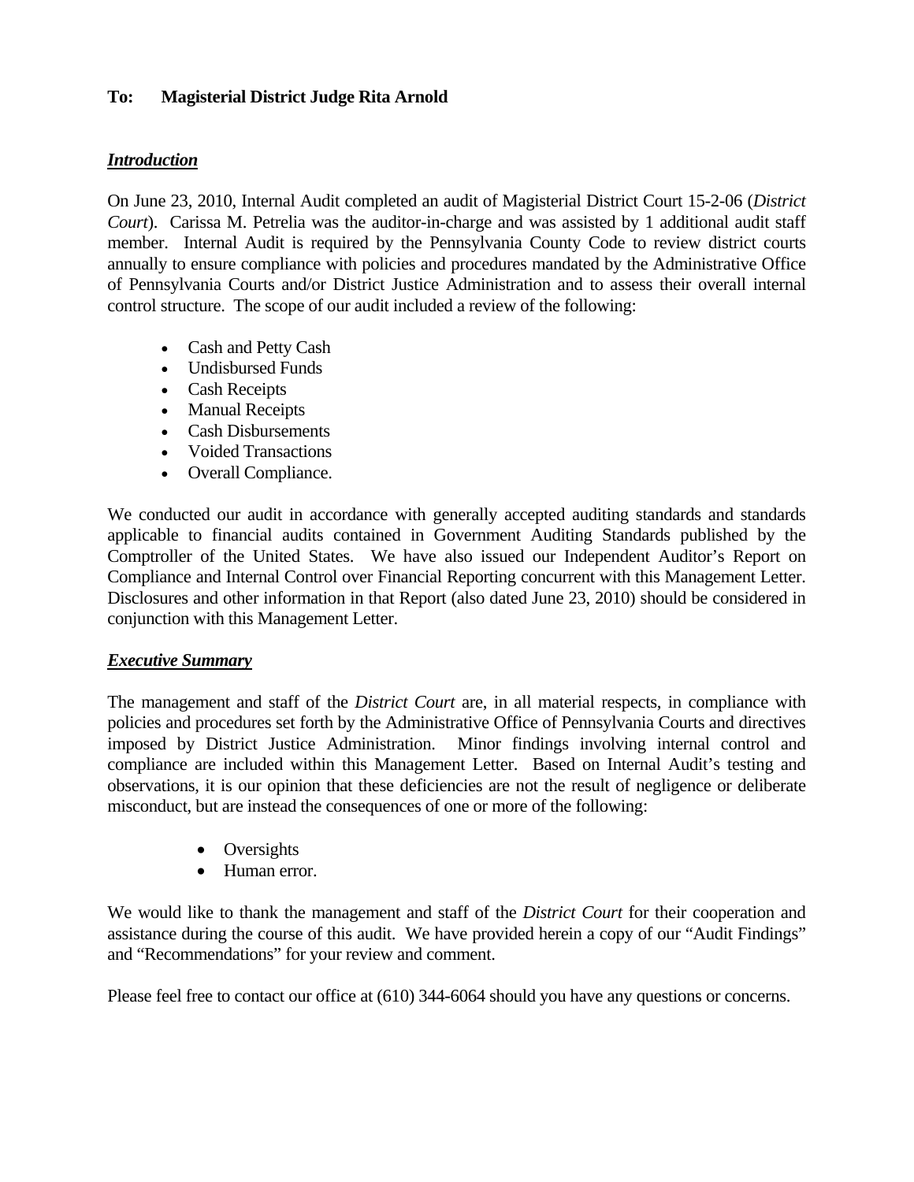**To: Magisterial District Judge Rita Arnold**

***Introduction***

On June 23, 2010, Internal Audit completed an audit of Magisterial District Court 15-2-06 (*District Court*). Carissa M. Petrelia was the auditor-in-charge and was assisted by 1 additional audit staff member. Internal Audit is required by the Pennsylvania County Code to review district courts annually to ensure compliance with policies and procedures mandated by the Administrative Office of Pennsylvania Courts and/or District Justice Administration and to assess their overall internal control structure. The scope of our audit included a review of the following:

- Cash and Petty Cash
- Undisbursed Funds
- Cash Receipts
- Manual Receipts
- Cash Disbursements
- Voided Transactions
- Overall Compliance.

We conducted our audit in accordance with generally accepted auditing standards and standards applicable to financial audits contained in Government Auditing Standards published by the Comptroller of the United States. We have also issued our Independent Auditor's Report on Compliance and Internal Control over Financial Reporting concurrent with this Management Letter. Disclosures and other information in that Report (also dated June 23, 2010) should be considered in conjunction with this Management Letter.

***Executive Summary***

The management and staff of the *District Court* are, in all material respects, in compliance with policies and procedures set forth by the Administrative Office of Pennsylvania Courts and directives imposed by District Justice Administration. Minor findings involving internal control and compliance are included within this Management Letter. Based on Internal Audit's testing and observations, it is our opinion that these deficiencies are not the result of negligence or deliberate misconduct, but are instead the consequences of one or more of the following:

- Oversights
- Human error.

We would like to thank the management and staff of the *District Court* for their cooperation and assistance during the course of this audit. We have provided herein a copy of our "Audit Findings" and "Recommendations" for your review and comment.

Please feel free to contact our office at (610) 344-6064 should you have any questions or concerns.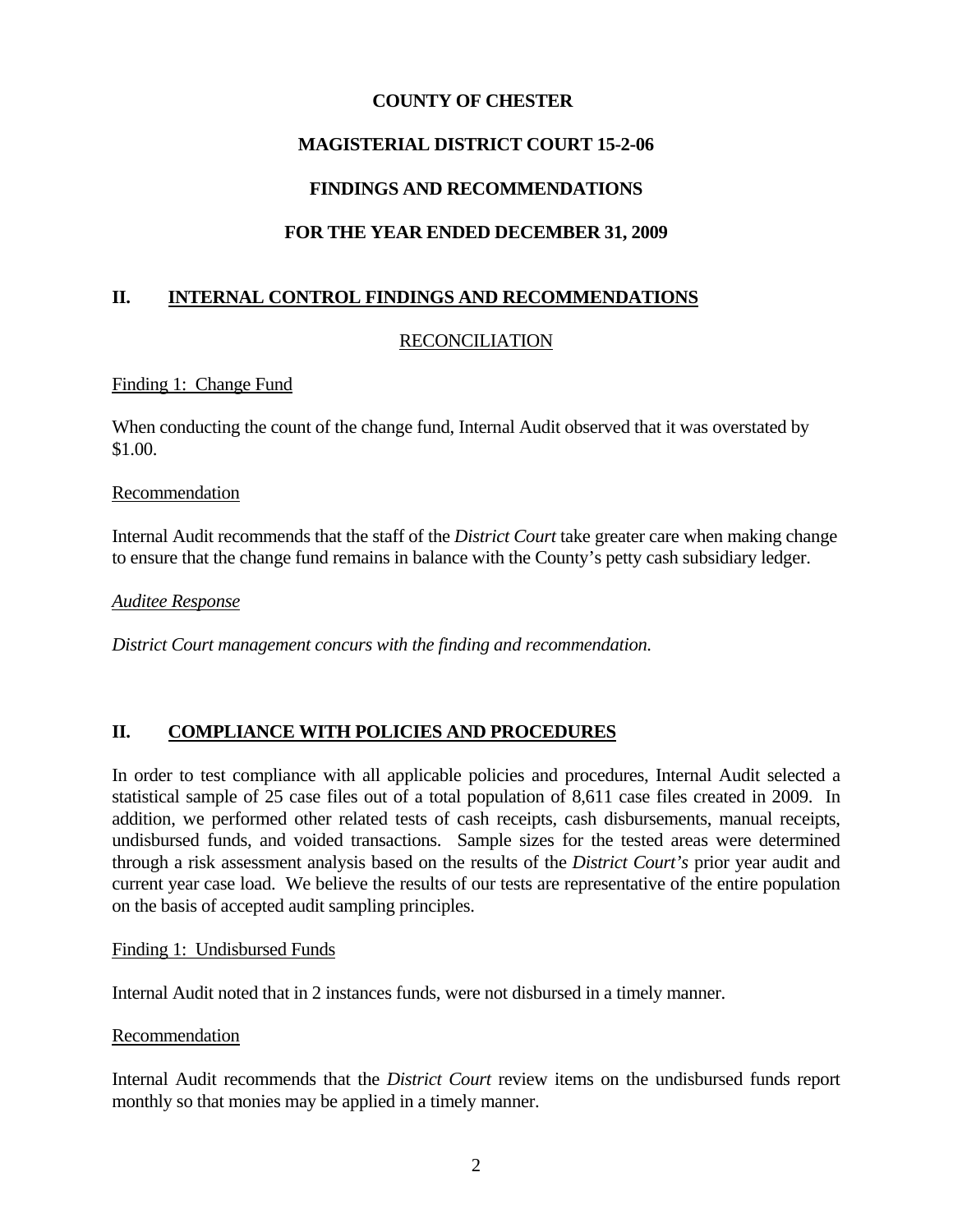**COUNTY OF CHESTER**

**MAGISTERIAL DISTRICT COURT 15-2-06**

**FINDINGS AND RECOMMENDATIONS**

**FOR THE YEAR ENDED DECEMBER 31, 2009**

## II. INTERNAL CONTROL FINDINGS AND RECOMMENDATIONS

### RECONCILIATION

Finding 1: Change Fund

When conducting the count of the change fund, Internal Audit observed that it was overstated by $1.00.

Recommendation

Internal Audit recommends that the staff of the *District Court* take greater care when making change to ensure that the change fund remains in balance with the County's petty cash subsidiary ledger.

*Auditee Response*

*District Court management concurs with the finding and recommendation.*

## II. COMPLIANCE WITH POLICIES AND PROCEDURES

In order to test compliance with all applicable policies and procedures, Internal Audit selected a statistical sample of 25 case files out of a total population of 8,611 case files created in 2009. In addition, we performed other related tests of cash receipts, cash disbursements, manual receipts, undisbursed funds, and voided transactions. Sample sizes for the tested areas were determined through a risk assessment analysis based on the results of the *District Court's* prior year audit and current year case load. We believe the results of our tests are representative of the entire population on the basis of accepted audit sampling principles.

Finding 1: Undisbursed Funds

Internal Audit noted that in 2 instances funds, were not disbursed in a timely manner.

Recommendation

Internal Audit recommends that the *District Court* review items on the undisbursed funds report monthly so that monies may be applied in a timely manner.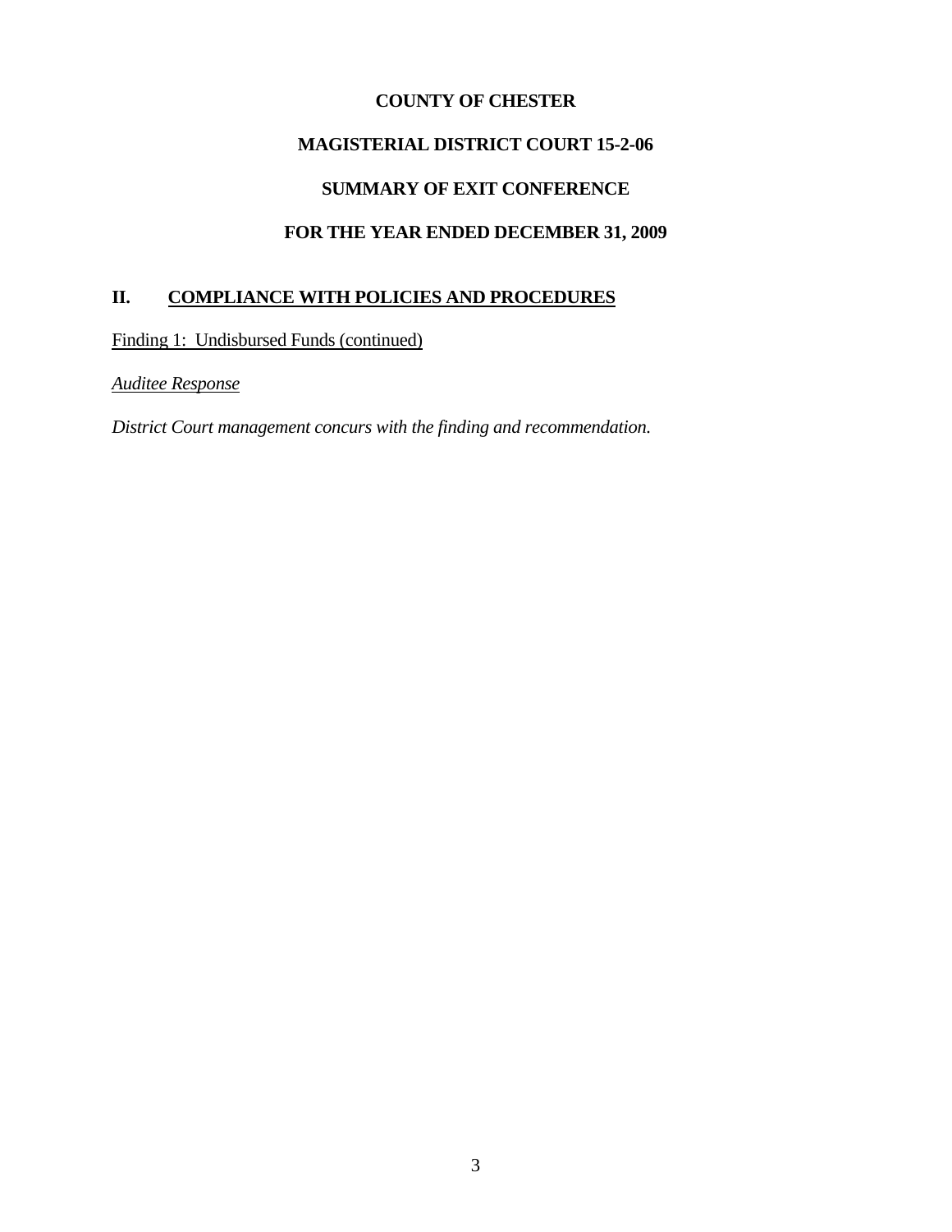**COUNTY OF CHESTER**

**MAGISTERIAL DISTRICT COURT 15-2-06**

**SUMMARY OF EXIT CONFERENCE**

**FOR THE YEAR ENDED DECEMBER 31, 2009**

## II. COMPLIANCE WITH POLICIES AND PROCEDURES

Finding 1: Undisbursed Funds (continued)

*Auditee Response*

*District Court management concurs with the finding and recommendation.*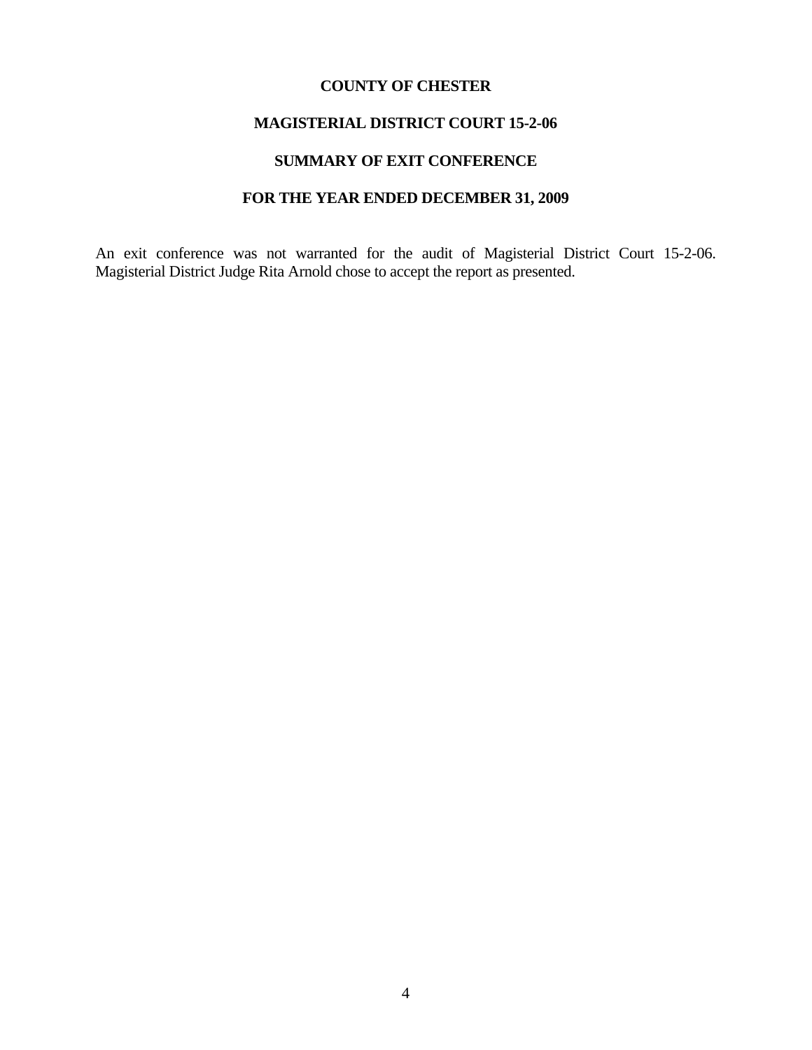**COUNTY OF CHESTER**

**MAGISTERIAL DISTRICT COURT 15-2-06**

**SUMMARY OF EXIT CONFERENCE**

**FOR THE YEAR ENDED DECEMBER 31, 2009**

An exit conference was not warranted for the audit of Magisterial District Court 15-2-06. Magisterial District Judge Rita Arnold chose to accept the report as presented.